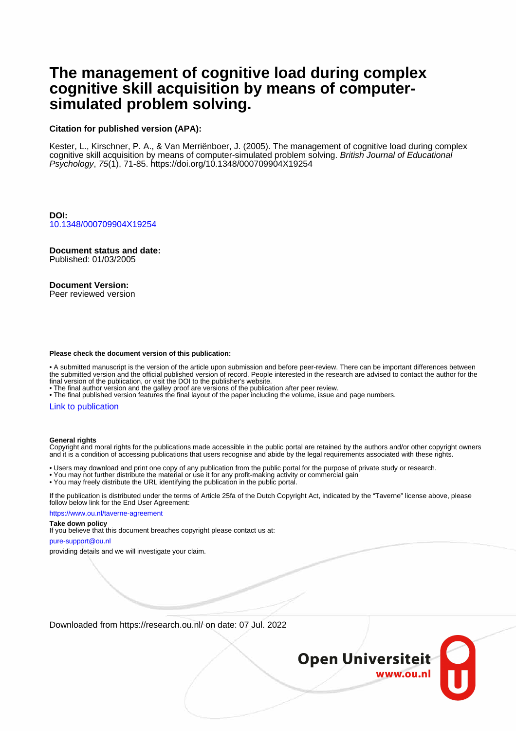# The management of cognitive load during complex cognitive skill acquisition by means of computer-simulated problem solving.

**Citation for published version (APA):**

Kester, L., Kirschner, P. A., & Van Merriënboer, J. (2005). The management of cognitive load during complex cognitive skill acquisition by means of computer-simulated problem solving. *British Journal of Educational Psychology*, *75*(1), 71-85. https://doi.org/10.1348/000709904X19254

**DOI:**
10.1348/000709904X19254

**Document status and date:**
Published: 01/03/2005

**Document Version:**
Peer reviewed version

**Please check the document version of this publication:**

• A submitted manuscript is the version of the article upon submission and before peer-review. There can be important differences between the submitted version and the official published version of record. People interested in the research are advised to contact the author for the final version of the publication, or visit the DOI to the publisher's website.
• The final author version and the galley proof are versions of the publication after peer review.
• The final published version features the final layout of the paper including the volume, issue and page numbers.

Link to publication

**General rights**
Copyright and moral rights for the publications made accessible in the public portal are retained by the authors and/or other copyright owners and it is a condition of accessing publications that users recognise and abide by the legal requirements associated with these rights.

• Users may download and print one copy of any publication from the public portal for the purpose of private study or research.
• You may not further distribute the material or use it for any profit-making activity or commercial gain
• You may freely distribute the URL identifying the publication in the public portal.

If the publication is distributed under the terms of Article 25fa of the Dutch Copyright Act, indicated by the "Taverne" license above, please follow below link for the End User Agreement:

https://www.ou.nl/taverne-agreement

**Take down policy**
If you believe that this document breaches copyright please contact us at:

pure-support@ou.nl

providing details and we will investigate your claim.

Downloaded from https://research.ou.nl/ on date: 07 Jul. 2022

Open Universiteit
www.ou.nl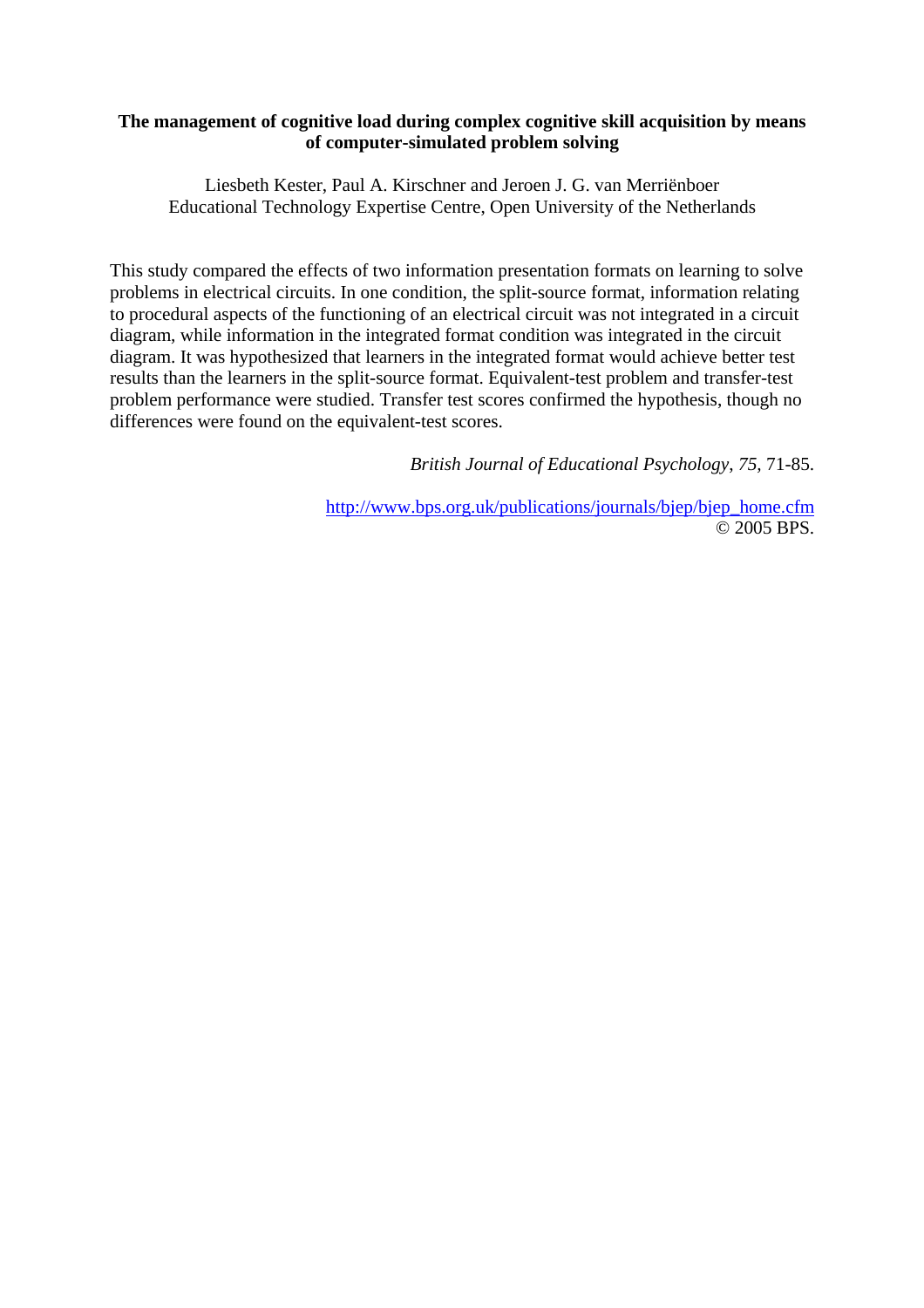**The management of cognitive load during complex cognitive skill acquisition by means of computer-simulated problem solving**

Liesbeth Kester, Paul A. Kirschner and Jeroen J. G. van Merriënboer
Educational Technology Expertise Centre, Open University of the Netherlands

This study compared the effects of two information presentation formats on learning to solve problems in electrical circuits. In one condition, the split-source format, information relating to procedural aspects of the functioning of an electrical circuit was not integrated in a circuit diagram, while information in the integrated format condition was integrated in the circuit diagram. It was hypothesized that learners in the integrated format would achieve better test results than the learners in the split-source format. Equivalent-test problem and transfer-test problem performance were studied. Transfer test scores confirmed the hypothesis, though no differences were found on the equivalent-test scores.

*British Journal of Educational Psychology*, *75,* 71-85.

http://www.bps.org.uk/publications/journals/bjep/bjep_home.cfm
© 2005 BPS.